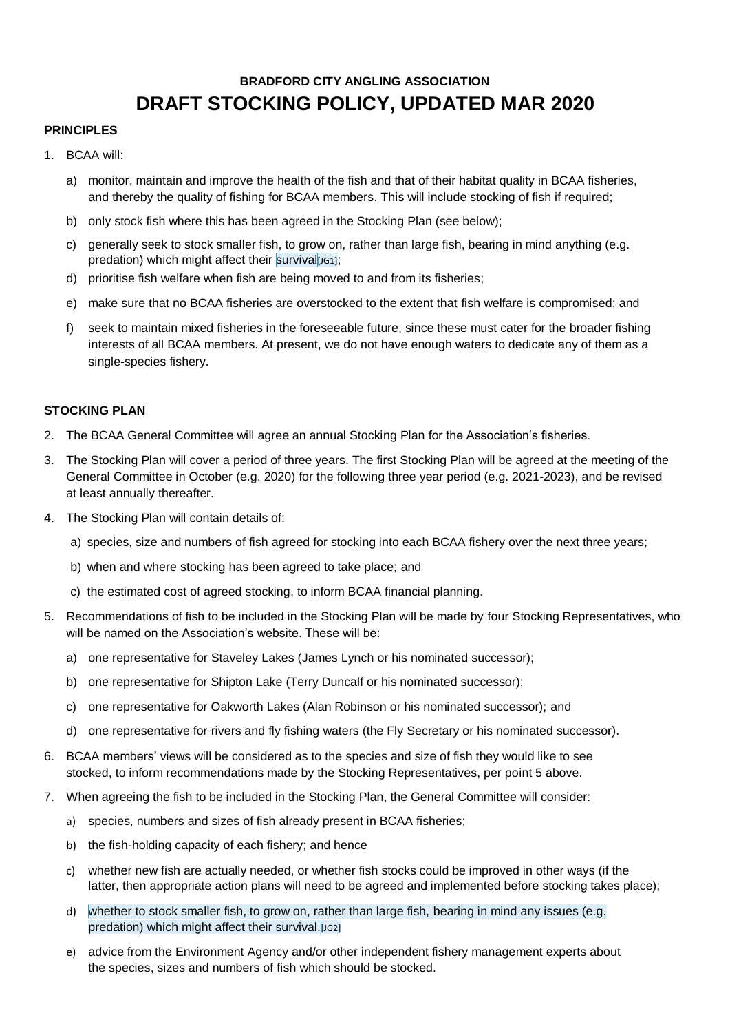**BRADFORD CITY ANGLING ASSOCIATION**

# DRAFT STOCKING POLICY, UPDATED MAR 2020

**PRINCIPLES**

1. BCAA will:

   a) monitor, maintain and improve the health of the fish and that of their habitat quality in BCAA fisheries, and thereby the quality of fishing for BCAA members. This will include stocking of fish if required;

   b) only stock fish where this has been agreed in the Stocking Plan (see below);

   c) generally seek to stock smaller fish, to grow on, rather than large fish, bearing in mind anything (e.g. predation) which might affect their survival[JG1];

   d) prioritise fish welfare when fish are being moved to and from its fisheries;

   e) make sure that no BCAA fisheries are overstocked to the extent that fish welfare is compromised; and

   f) seek to maintain mixed fisheries in the foreseeable future, since these must cater for the broader fishing interests of all BCAA members. At present, we do not have enough waters to dedicate any of them as a single-species fishery.

**STOCKING PLAN**

2. The BCAA General Committee will agree an annual Stocking Plan for the Association's fisheries.

3. The Stocking Plan will cover a period of three years. The first Stocking Plan will be agreed at the meeting of the General Committee in October (e.g. 2020) for the following three year period (e.g. 2021-2023), and be revised at least annually thereafter.

4. The Stocking Plan will contain details of:

   a) species, size and numbers of fish agreed for stocking into each BCAA fishery over the next three years;

   b) when and where stocking has been agreed to take place; and

   c) the estimated cost of agreed stocking, to inform BCAA financial planning.

5. Recommendations of fish to be included in the Stocking Plan will be made by four Stocking Representatives, who will be named on the Association's website. These will be:

   a) one representative for Staveley Lakes (James Lynch or his nominated successor);

   b) one representative for Shipton Lake (Terry Duncalf or his nominated successor);

   c) one representative for Oakworth Lakes (Alan Robinson or his nominated successor); and

   d) one representative for rivers and fly fishing waters (the Fly Secretary or his nominated successor).

6. BCAA members' views will be considered as to the species and size of fish they would like to see stocked, to inform recommendations made by the Stocking Representatives, per point 5 above.

7. When agreeing the fish to be included in the Stocking Plan, the General Committee will consider:

   a) species, numbers and sizes of fish already present in BCAA fisheries;

   b) the fish-holding capacity of each fishery; and hence

   c) whether new fish are actually needed, or whether fish stocks could be improved in other ways (if the latter, then appropriate action plans will need to be agreed and implemented before stocking takes place);

   d) whether to stock smaller fish, to grow on, rather than large fish, bearing in mind any issues (e.g. predation) which might affect their survival.[JG2]

   e) advice from the Environment Agency and/or other independent fishery management experts about the species, sizes and numbers of fish which should be stocked.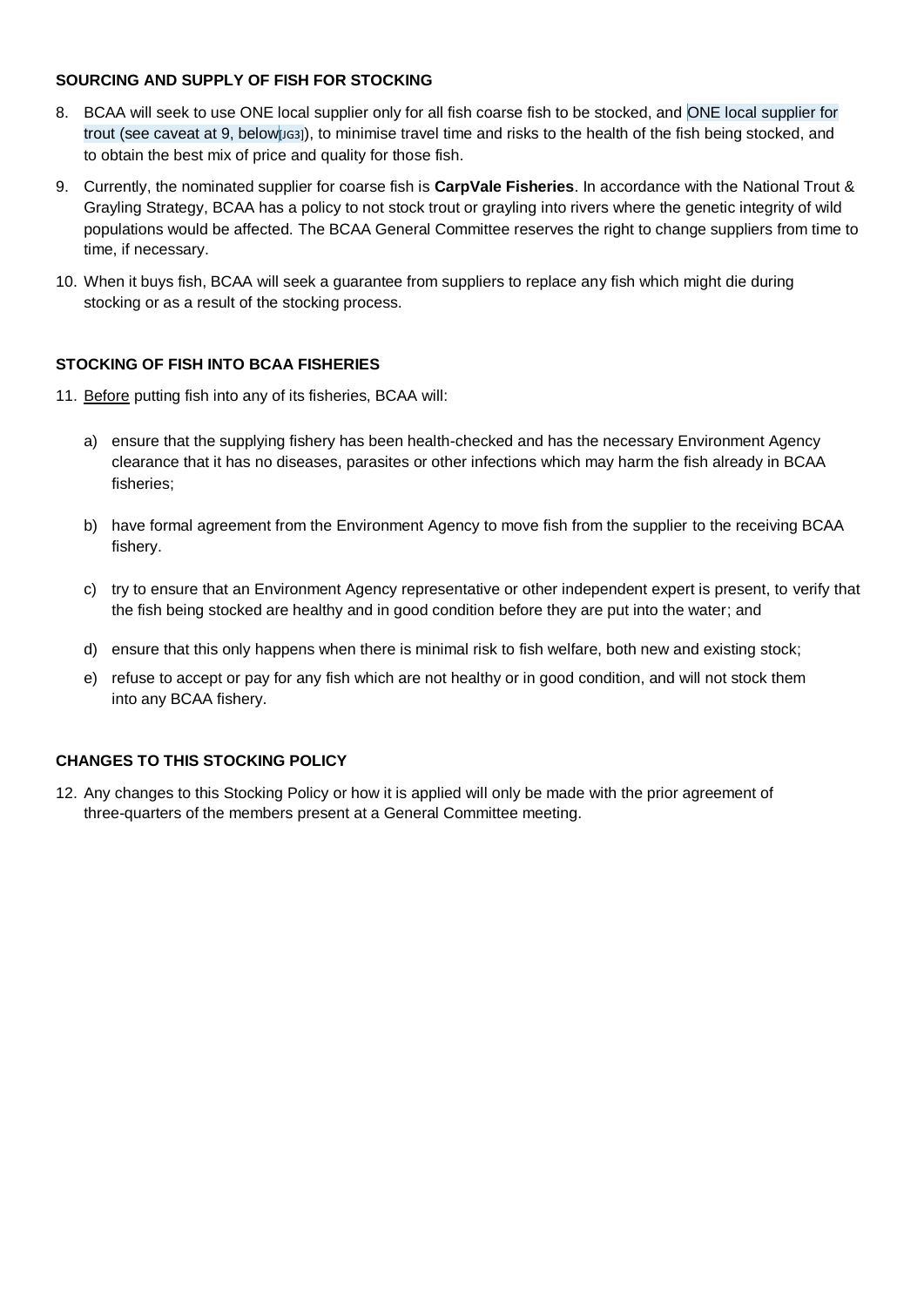**SOURCING AND SUPPLY OF FISH FOR STOCKING**

8. BCAA will seek to use ONE local supplier only for all fish coarse fish to be stocked, and ONE local supplier for trout (see caveat at 9, below[JG3]), to minimise travel time and risks to the health of the fish being stocked, and to obtain the best mix of price and quality for those fish.

9. Currently, the nominated supplier for coarse fish is **CarpVale Fisheries**. In accordance with the National Trout & Grayling Strategy, BCAA has a policy to not stock trout or grayling into rivers where the genetic integrity of wild populations would be affected. The BCAA General Committee reserves the right to change suppliers from time to time, if necessary.

10. When it buys fish, BCAA will seek a guarantee from suppliers to replace any fish which might die during stocking or as a result of the stocking process.

**STOCKING OF FISH INTO BCAA FISHERIES**

11. Before putting fish into any of its fisheries, BCAA will:

    a) ensure that the supplying fishery has been health-checked and has the necessary Environment Agency clearance that it has no diseases, parasites or other infections which may harm the fish already in BCAA fisheries;

    b) have formal agreement from the Environment Agency to move fish from the supplier to the receiving BCAA fishery.

    c) try to ensure that an Environment Agency representative or other independent expert is present, to verify that the fish being stocked are healthy and in good condition before they are put into the water; and

    d) ensure that this only happens when there is minimal risk to fish welfare, both new and existing stock;

    e) refuse to accept or pay for any fish which are not healthy or in good condition, and will not stock them into any BCAA fishery.

**CHANGES TO THIS STOCKING POLICY**

12. Any changes to this Stocking Policy or how it is applied will only be made with the prior agreement of three-quarters of the members present at a General Committee meeting.